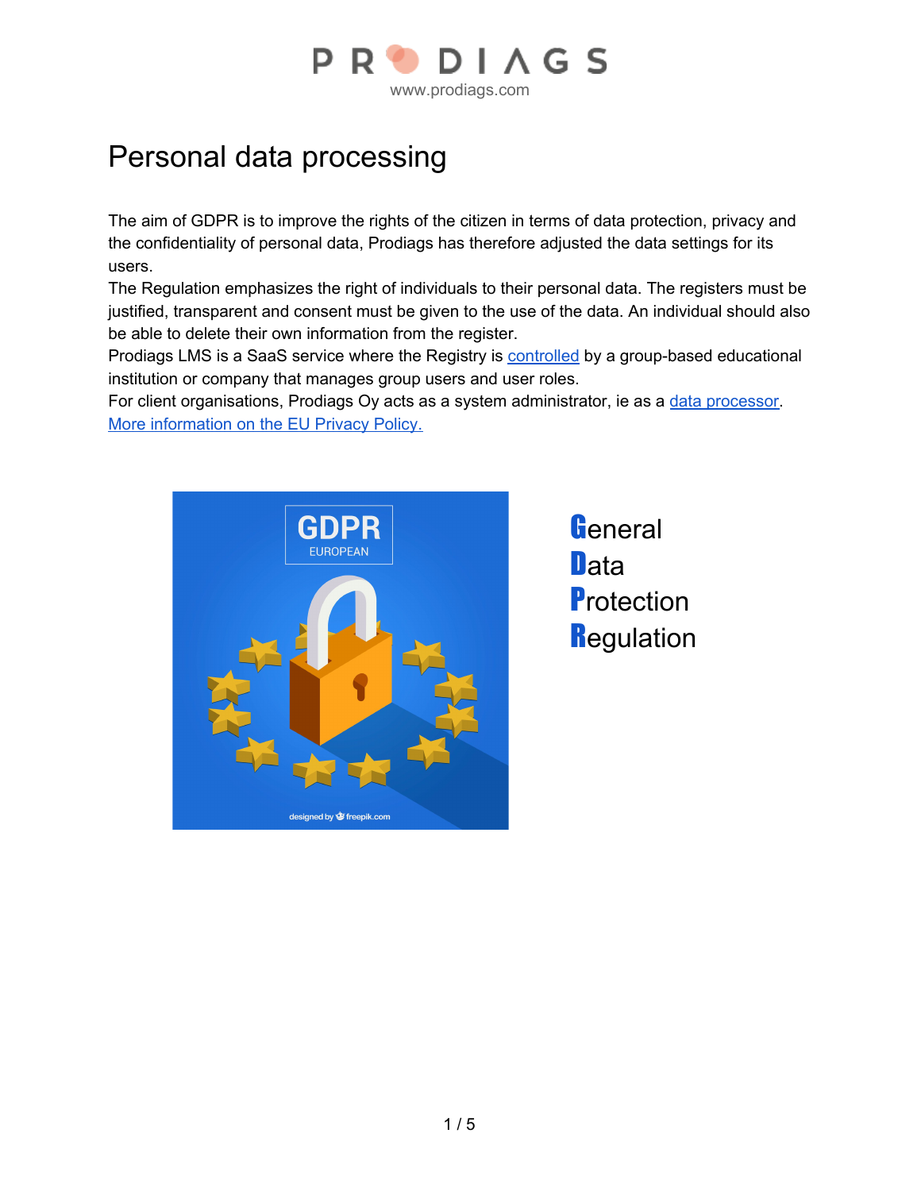# Personal data processing

The aim of GDPR is to improve the rights of the citizen in terms of data protection, privacy and the confidentiality of personal data, Prodiags has therefore adjusted the data settings for its users.

The Regulation emphasizes the right of individuals to their personal data. The registers must be justified, transparent and consent must be given to the use of the data. An individual should also be able to delete their own information from the register.

Prodiags LMS is a SaaS service where the Registry is controlled by a group-based educational institution or company that manages group users and user roles.

For client organisations, Prodiags Oy acts as a system administrator, ie as a data processor.

More information on the EU Privacy Policy.

**G**eneral
**D**ata
**P**rotection
**R**egulation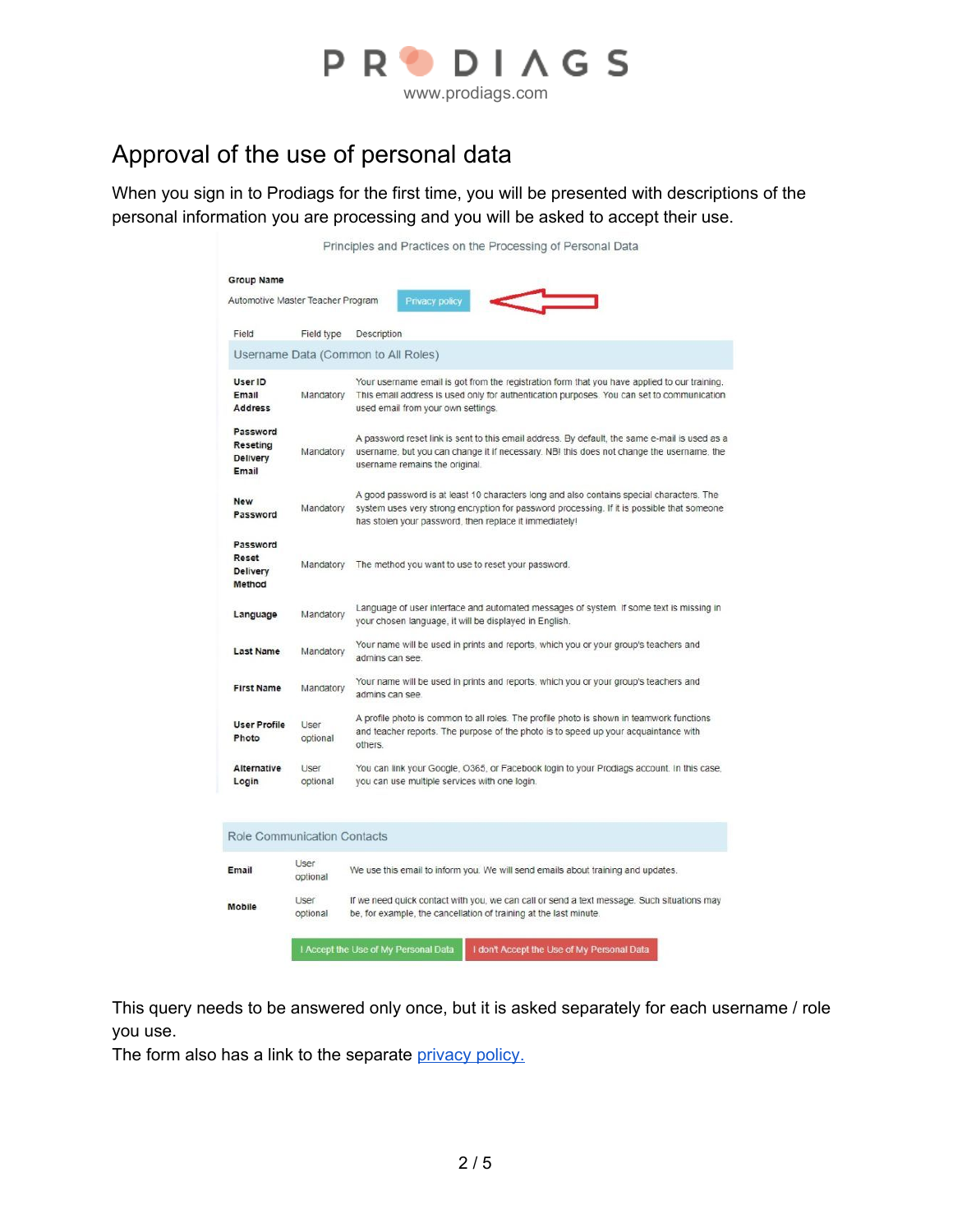# Approval of the use of personal data

When you sign in to Prodiags for the first time, you will be presented with descriptions of the personal information you are processing and you will be asked to accept their use.

Principles and Practices on the Processing of Personal Data

**Group Name**

Automotive Master Teacher Program   Privacy policy

| Field | Field type | Description |
|---|---|---|
| **Username Data (Common to All Roles)** | | |
| **User ID Email Address** | Mandatory | Your username email is got from the registration form that you have applied to our training. This email address is used only for authentication purposes. You can set to communication used email from your own settings. |
| **Password Reseting Delivery Email** | Mandatory | A password reset link is sent to this email address. By default, the same e-mail is used as a username, but you can change it if necessary. NB! this does not change the username, the username remains the original. |
| **New Password** | Mandatory | A good password is at least 10 characters long and also contains special characters. The system uses very strong encryption for password processing. If it is possible that someone has stolen your password, then replace it immediately! |
| **Password Reset Delivery Method** | Mandatory | The method you want to use to reset your password. |
| **Language** | Mandatory | Language of user interface and automated messages of system. If some text is missing in your chosen language, it will be displayed in English. |
| **Last Name** | Mandatory | Your name will be used in prints and reports, which you or your group's teachers and admins can see. |
| **First Name** | Mandatory | Your name will be used in prints and reports, which you or your group's teachers and admins can see. |
| **User Profile Photo** | User optional | A profile photo is common to all roles. The profile photo is shown in teamwork functions and teacher reports. The purpose of the photo is to speed up your acquaintance with others. |
| **Alternative Login** | User optional | You can link your Google, O365, or Facebook login to your Prodiags account. In this case, you can use multiple services with one login. |

| Role Communication Contacts | | |
|---|---|---|
| **Email** | User optional | We use this email to inform you. We will send emails about training and updates. |
| **Mobile** | User optional | If we need quick contact with you, we can call or send a text message. Such situations may be, for example, the cancellation of training at the last minute. |

I Accept the Use of My Personal Data   I don't Accept the Use of My Personal Data

This query needs to be answered only once, but it is asked separately for each username / role you use.
The form also has a link to the separate privacy policy.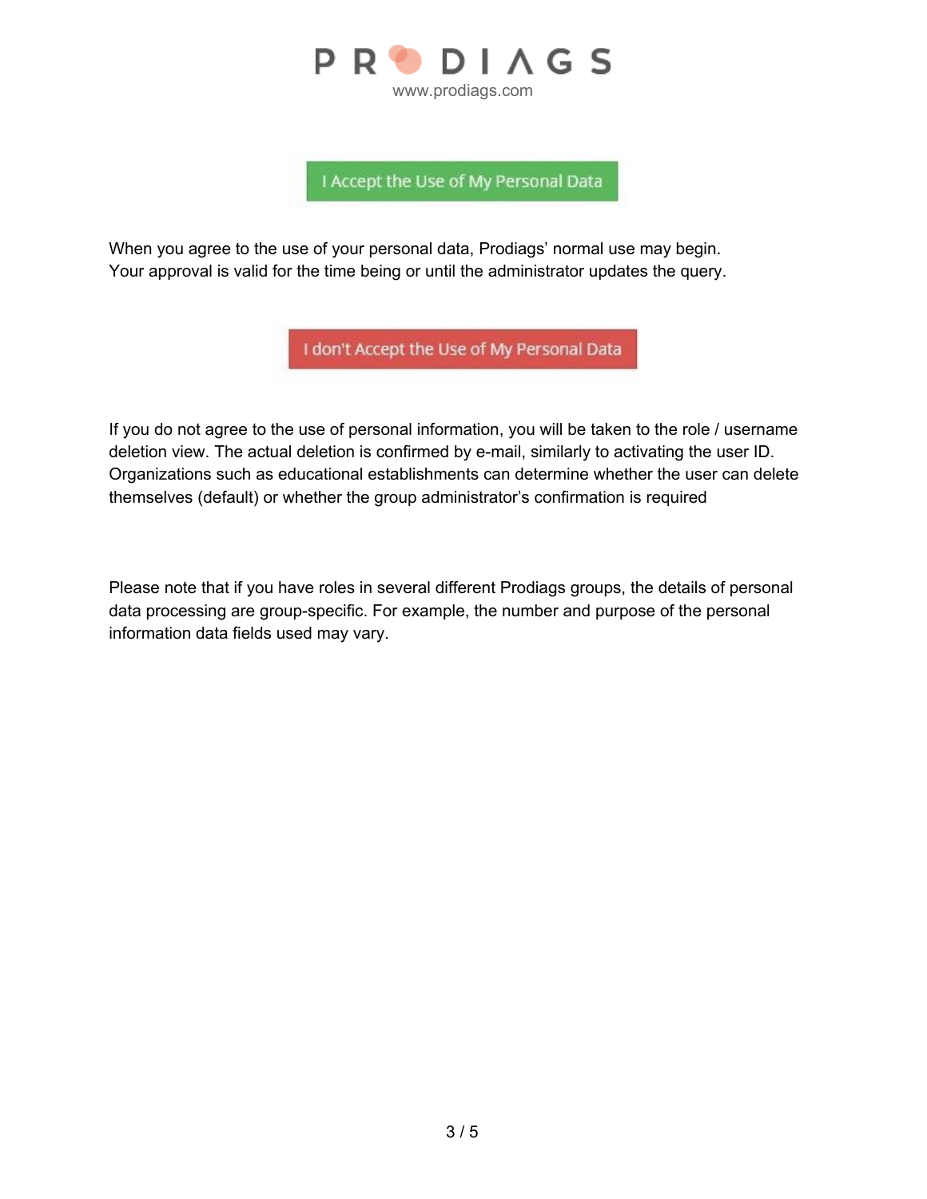I Accept the Use of My Personal Data

When you agree to the use of your personal data, Prodiags' normal use may begin. Your approval is valid for the time being or until the administrator updates the query.

I don't Accept the Use of My Personal Data

If you do not agree to the use of personal information, you will be taken to the role / username deletion view. The actual deletion is confirmed by e-mail, similarly to activating the user ID. Organizations such as educational establishments can determine whether the user can delete themselves (default) or whether the group administrator's confirmation is required

Please note that if you have roles in several different Prodiags groups, the details of personal data processing are group-specific. For example, the number and purpose of the personal information data fields used may vary.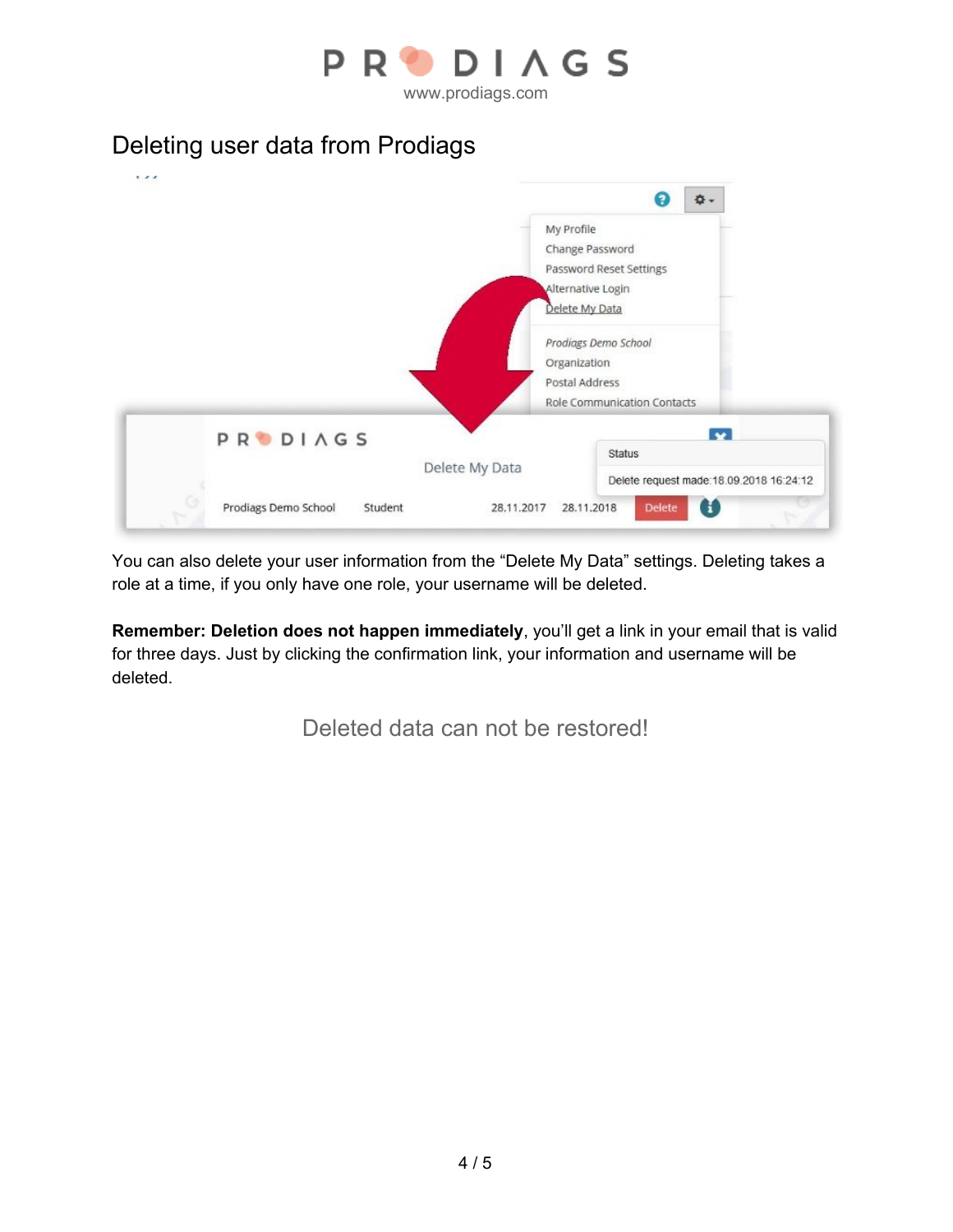# Deleting user data from Prodiags

You can also delete your user information from the “Delete My Data” settings. Deleting takes a role at a time, if you only have one role, your username will be deleted.

**Remember: Deletion does not happen immediately**, you’ll get a link in your email that is valid for three days. Just by clicking the confirmation link, your information and username will be deleted.

Deleted data can not be restored!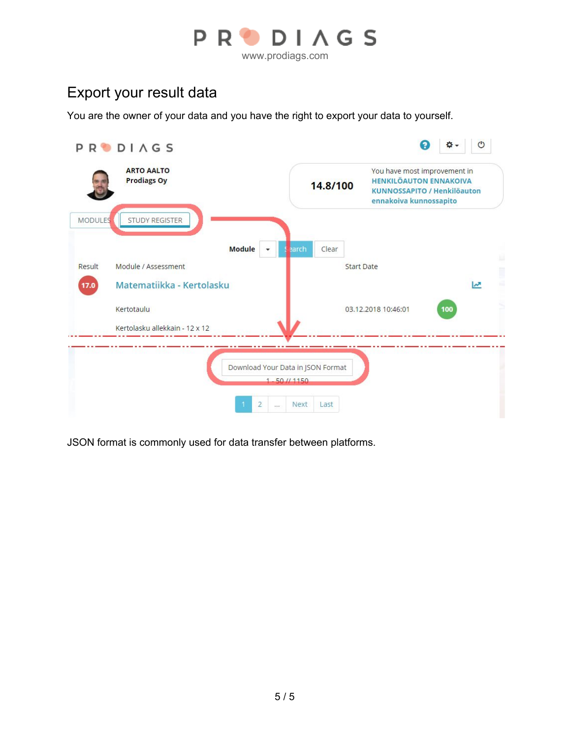# Export your result data

You are the owner of your data and you have the right to export your data to yourself.

PRODIAGS

ARTO AALTO
Prodiags Oy

14.8/100

You have most improvement in HENKILÖAUTON ENNAKOIVA KUNNOSSAPITO / Henkilöauton ennakoiva kunnossapito

MODULES | STUDY REGISTER

Module | Search | Clear

Result | Module / Assessment | Start Date

17.0 | Matematiikka - Kertolasku

Kertotaulu | 03.12.2018 10:46:01 | 100

Kertolasku allekkain - 12 x 12

Download Your Data in JSON Format

1 - 50 // 1150

1 | 2 | ... | Next | Last

JSON format is commonly used for data transfer between platforms.